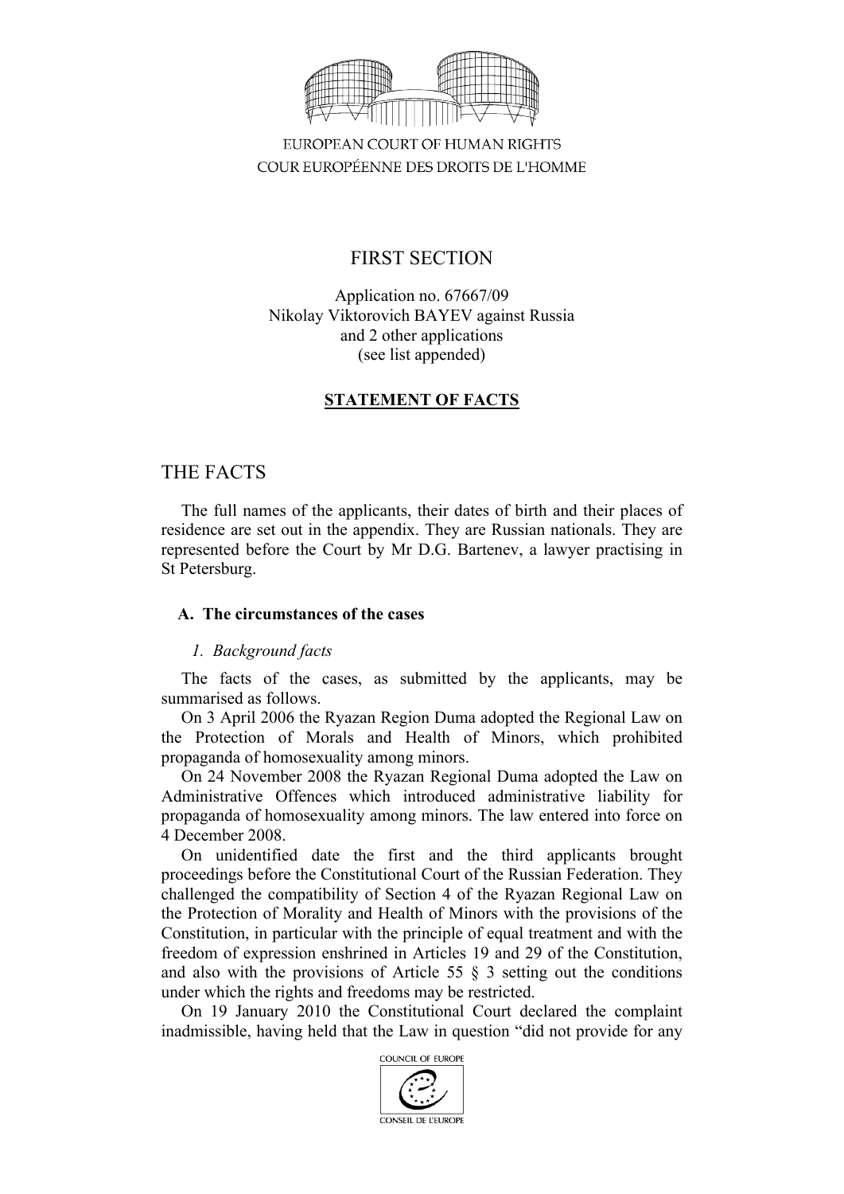EUROPEAN COURT OF HUMAN RIGHTS
COUR EUROPÉENNE DES DROITS DE L'HOMME

# FIRST SECTION

Application no. 67667/09
Nikolay Viktorovich BAYEV against Russia
and 2 other applications
(see list appended)

**STATEMENT OF FACTS**

# THE FACTS

The full names of the applicants, their dates of birth and their places of residence are set out in the appendix. They are Russian nationals. They are represented before the Court by Mr D.G. Bartenev, a lawyer practising in St Petersburg.

## A. The circumstances of the cases

### *1. Background facts*

The facts of the cases, as submitted by the applicants, may be summarised as follows.

On 3 April 2006 the Ryazan Region Duma adopted the Regional Law on the Protection of Morals and Health of Minors, which prohibited propaganda of homosexuality among minors.

On 24 November 2008 the Ryazan Regional Duma adopted the Law on Administrative Offences which introduced administrative liability for propaganda of homosexuality among minors. The law entered into force on 4 December 2008.

On unidentified date the first and the third applicants brought proceedings before the Constitutional Court of the Russian Federation. They challenged the compatibility of Section 4 of the Ryazan Regional Law on the Protection of Morality and Health of Minors with the provisions of the Constitution, in particular with the principle of equal treatment and with the freedom of expression enshrined in Articles 19 and 29 of the Constitution, and also with the provisions of Article 55 § 3 setting out the conditions under which the rights and freedoms may be restricted.

On 19 January 2010 the Constitutional Court declared the complaint inadmissible, having held that the Law in question "did not provide for any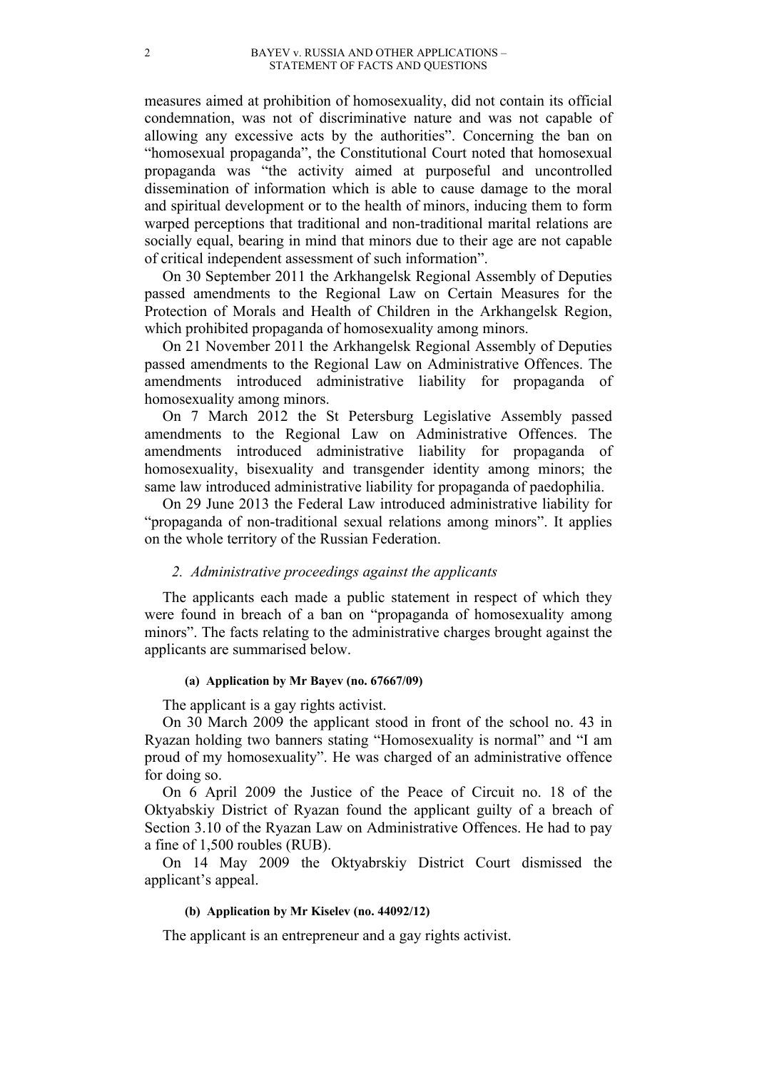measures aimed at prohibition of homosexuality, did not contain its official condemnation, was not of discriminative nature and was not capable of allowing any excessive acts by the authorities". Concerning the ban on "homosexual propaganda", the Constitutional Court noted that homosexual propaganda was "the activity aimed at purposeful and uncontrolled dissemination of information which is able to cause damage to the moral and spiritual development or to the health of minors, inducing them to form warped perceptions that traditional and non-traditional marital relations are socially equal, bearing in mind that minors due to their age are not capable of critical independent assessment of such information".

On 30 September 2011 the Arkhangelsk Regional Assembly of Deputies passed amendments to the Regional Law on Certain Measures for the Protection of Morals and Health of Children in the Arkhangelsk Region, which prohibited propaganda of homosexuality among minors.

On 21 November 2011 the Arkhangelsk Regional Assembly of Deputies passed amendments to the Regional Law on Administrative Offences. The amendments introduced administrative liability for propaganda of homosexuality among minors.

On 7 March 2012 the St Petersburg Legislative Assembly passed amendments to the Regional Law on Administrative Offences. The amendments introduced administrative liability for propaganda of homosexuality, bisexuality and transgender identity among minors; the same law introduced administrative liability for propaganda of paedophilia.

On 29 June 2013 the Federal Law introduced administrative liability for "propaganda of non-traditional sexual relations among minors". It applies on the whole territory of the Russian Federation.

### *2. Administrative proceedings against the applicants*

The applicants each made a public statement in respect of which they were found in breach of a ban on "propaganda of homosexuality among minors". The facts relating to the administrative charges brought against the applicants are summarised below.

#### (a) Application by Mr Bayev (no. 67667/09)

The applicant is a gay rights activist.

On 30 March 2009 the applicant stood in front of the school no. 43 in Ryazan holding two banners stating "Homosexuality is normal" and "I am proud of my homosexuality". He was charged of an administrative offence for doing so.

On 6 April 2009 the Justice of the Peace of Circuit no. 18 of the Oktyabskiy District of Ryazan found the applicant guilty of a breach of Section 3.10 of the Ryazan Law on Administrative Offences. He had to pay a fine of 1,500 roubles (RUB).

On 14 May 2009 the Oktyabrskiy District Court dismissed the applicant's appeal.

#### (b) Application by Mr Kiselev (no. 44092/12)

The applicant is an entrepreneur and a gay rights activist.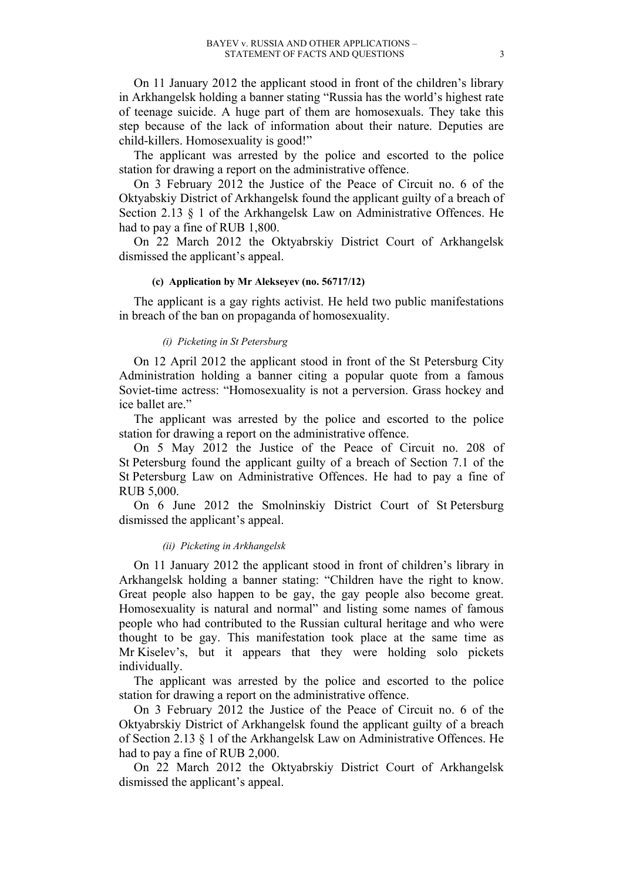On 11 January 2012 the applicant stood in front of the children's library in Arkhangelsk holding a banner stating "Russia has the world's highest rate of teenage suicide. A huge part of them are homosexuals. They take this step because of the lack of information about their nature. Deputies are child-killers. Homosexuality is good!"

The applicant was arrested by the police and escorted to the police station for drawing a report on the administrative offence.

On 3 February 2012 the Justice of the Peace of Circuit no. 6 of the Oktyabskiy District of Arkhangelsk found the applicant guilty of a breach of Section 2.13 § 1 of the Arkhangelsk Law on Administrative Offences. He had to pay a fine of RUB 1,800.

On 22 March 2012 the Oktyabrskiy District Court of Arkhangelsk dismissed the applicant's appeal.

#### (c) Application by Mr Alekseyev (no. 56717/12)

The applicant is a gay rights activist. He held two public manifestations in breach of the ban on propaganda of homosexuality.

##### *(i) Picketing in St Petersburg*

On 12 April 2012 the applicant stood in front of the St Petersburg City Administration holding a banner citing a popular quote from a famous Soviet-time actress: "Homosexuality is not a perversion. Grass hockey and ice ballet are."

The applicant was arrested by the police and escorted to the police station for drawing a report on the administrative offence.

On 5 May 2012 the Justice of the Peace of Circuit no. 208 of St Petersburg found the applicant guilty of a breach of Section 7.1 of the St Petersburg Law on Administrative Offences. He had to pay a fine of RUB 5,000.

On 6 June 2012 the Smolninskiy District Court of St Petersburg dismissed the applicant's appeal.

##### *(ii) Picketing in Arkhangelsk*

On 11 January 2012 the applicant stood in front of children's library in Arkhangelsk holding a banner stating: "Children have the right to know. Great people also happen to be gay, the gay people also become great. Homosexuality is natural and normal" and listing some names of famous people who had contributed to the Russian cultural heritage and who were thought to be gay. This manifestation took place at the same time as Mr Kiselev's, but it appears that they were holding solo pickets individually.

The applicant was arrested by the police and escorted to the police station for drawing a report on the administrative offence.

On 3 February 2012 the Justice of the Peace of Circuit no. 6 of the Oktyabrskiy District of Arkhangelsk found the applicant guilty of a breach of Section 2.13 § 1 of the Arkhangelsk Law on Administrative Offences. He had to pay a fine of RUB 2,000.

On 22 March 2012 the Oktyabrskiy District Court of Arkhangelsk dismissed the applicant's appeal.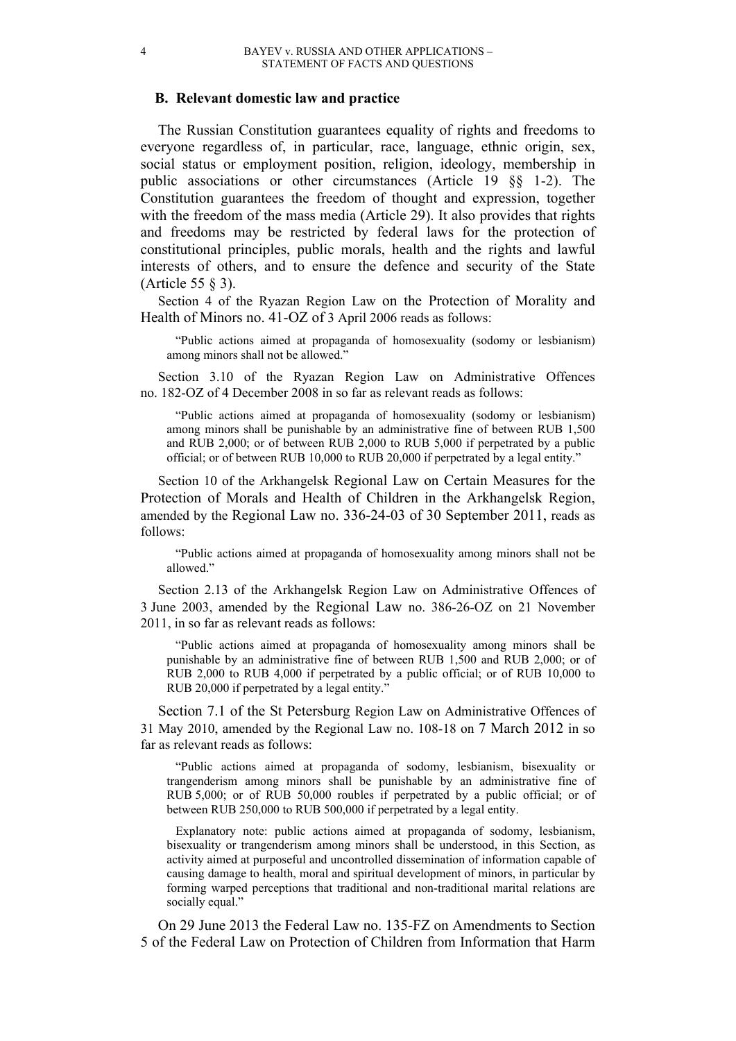### B. Relevant domestic law and practice

The Russian Constitution guarantees equality of rights and freedoms to everyone regardless of, in particular, race, language, ethnic origin, sex, social status or employment position, religion, ideology, membership in public associations or other circumstances (Article 19 §§ 1-2). The Constitution guarantees the freedom of thought and expression, together with the freedom of the mass media (Article 29). It also provides that rights and freedoms may be restricted by federal laws for the protection of constitutional principles, public morals, health and the rights and lawful interests of others, and to ensure the defence and security of the State (Article 55 § 3).

Section 4 of the Ryazan Region Law on the Protection of Morality and Health of Minors no. 41-OZ of 3 April 2006 reads as follows:

> "Public actions aimed at propaganda of homosexuality (sodomy or lesbianism) among minors shall not be allowed."

Section 3.10 of the Ryazan Region Law on Administrative Offences no. 182-OZ of 4 December 2008 in so far as relevant reads as follows:

> "Public actions aimed at propaganda of homosexuality (sodomy or lesbianism) among minors shall be punishable by an administrative fine of between RUB 1,500 and RUB 2,000; or of between RUB 2,000 to RUB 5,000 if perpetrated by a public official; or of between RUB 10,000 to RUB 20,000 if perpetrated by a legal entity."

Section 10 of the Arkhangelsk Regional Law on Certain Measures for the Protection of Morals and Health of Children in the Arkhangelsk Region, amended by the Regional Law no. 336-24-03 of 30 September 2011, reads as follows:

> "Public actions aimed at propaganda of homosexuality among minors shall not be allowed."

Section 2.13 of the Arkhangelsk Region Law on Administrative Offences of 3 June 2003, amended by the Regional Law no. 386-26-OZ on 21 November 2011, in so far as relevant reads as follows:

> "Public actions aimed at propaganda of homosexuality among minors shall be punishable by an administrative fine of between RUB 1,500 and RUB 2,000; or of RUB 2,000 to RUB 4,000 if perpetrated by a public official; or of RUB 10,000 to RUB 20,000 if perpetrated by a legal entity."

Section 7.1 of the St Petersburg Region Law on Administrative Offences of 31 May 2010, amended by the Regional Law no. 108-18 on 7 March 2012 in so far as relevant reads as follows:

> "Public actions aimed at propaganda of sodomy, lesbianism, bisexuality or trangenderism among minors shall be punishable by an administrative fine of RUB 5,000; or of RUB 50,000 roubles if perpetrated by a public official; or of between RUB 250,000 to RUB 500,000 if perpetrated by a legal entity.
>
> Explanatory note: public actions aimed at propaganda of sodomy, lesbianism, bisexuality or trangenderism among minors shall be understood, in this Section, as activity aimed at purposeful and uncontrolled dissemination of information capable of causing damage to health, moral and spiritual development of minors, in particular by forming warped perceptions that traditional and non-traditional marital relations are socially equal."

On 29 June 2013 the Federal Law no. 135-FZ on Amendments to Section 5 of the Federal Law on Protection of Children from Information that Harm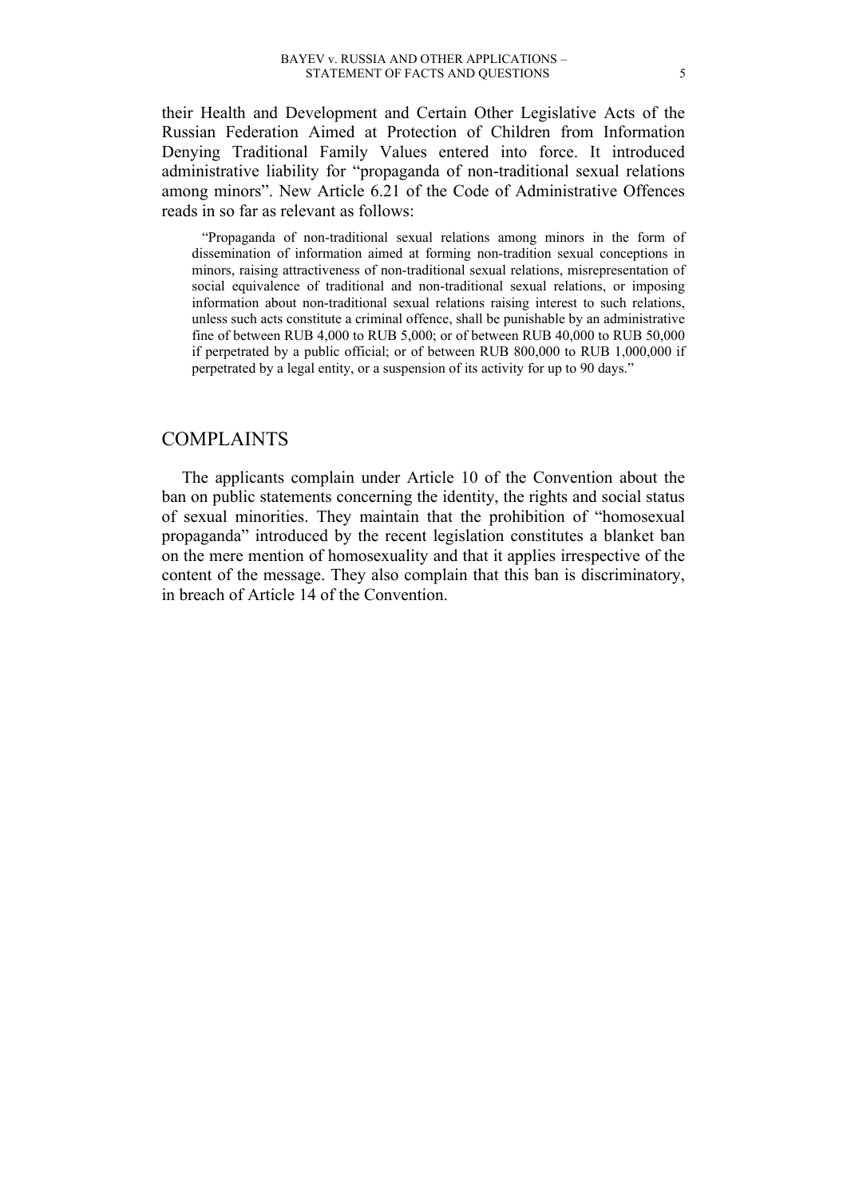their Health and Development and Certain Other Legislative Acts of the Russian Federation Aimed at Protection of Children from Information Denying Traditional Family Values entered into force. It introduced administrative liability for "propaganda of non-traditional sexual relations among minors". New Article 6.21 of the Code of Administrative Offences reads in so far as relevant as follows:

> "Propaganda of non-traditional sexual relations among minors in the form of dissemination of information aimed at forming non-tradition sexual conceptions in minors, raising attractiveness of non-traditional sexual relations, misrepresentation of social equivalence of traditional and non-traditional sexual relations, or imposing information about non-traditional sexual relations raising interest to such relations, unless such acts constitute a criminal offence, shall be punishable by an administrative fine of between RUB 4,000 to RUB 5,000; or of between RUB 40,000 to RUB 50,000 if perpetrated by a public official; or of between RUB 800,000 to RUB 1,000,000 if perpetrated by a legal entity, or a suspension of its activity for up to 90 days."

## COMPLAINTS

The applicants complain under Article 10 of the Convention about the ban on public statements concerning the identity, the rights and social status of sexual minorities. They maintain that the prohibition of "homosexual propaganda" introduced by the recent legislation constitutes a blanket ban on the mere mention of homosexuality and that it applies irrespective of the content of the message. They also complain that this ban is discriminatory, in breach of Article 14 of the Convention.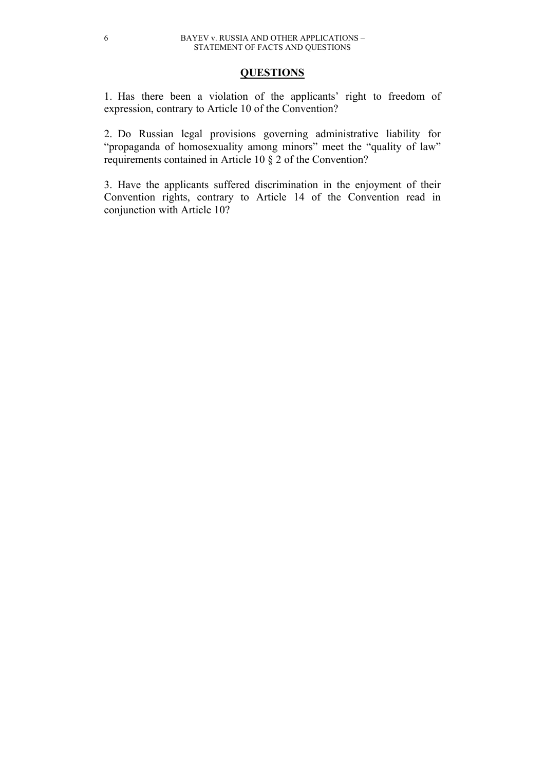## QUESTIONS

1. Has there been a violation of the applicants' right to freedom of expression, contrary to Article 10 of the Convention?

2. Do Russian legal provisions governing administrative liability for "propaganda of homosexuality among minors" meet the "quality of law" requirements contained in Article 10 § 2 of the Convention?

3. Have the applicants suffered discrimination in the enjoyment of their Convention rights, contrary to Article 14 of the Convention read in conjunction with Article 10?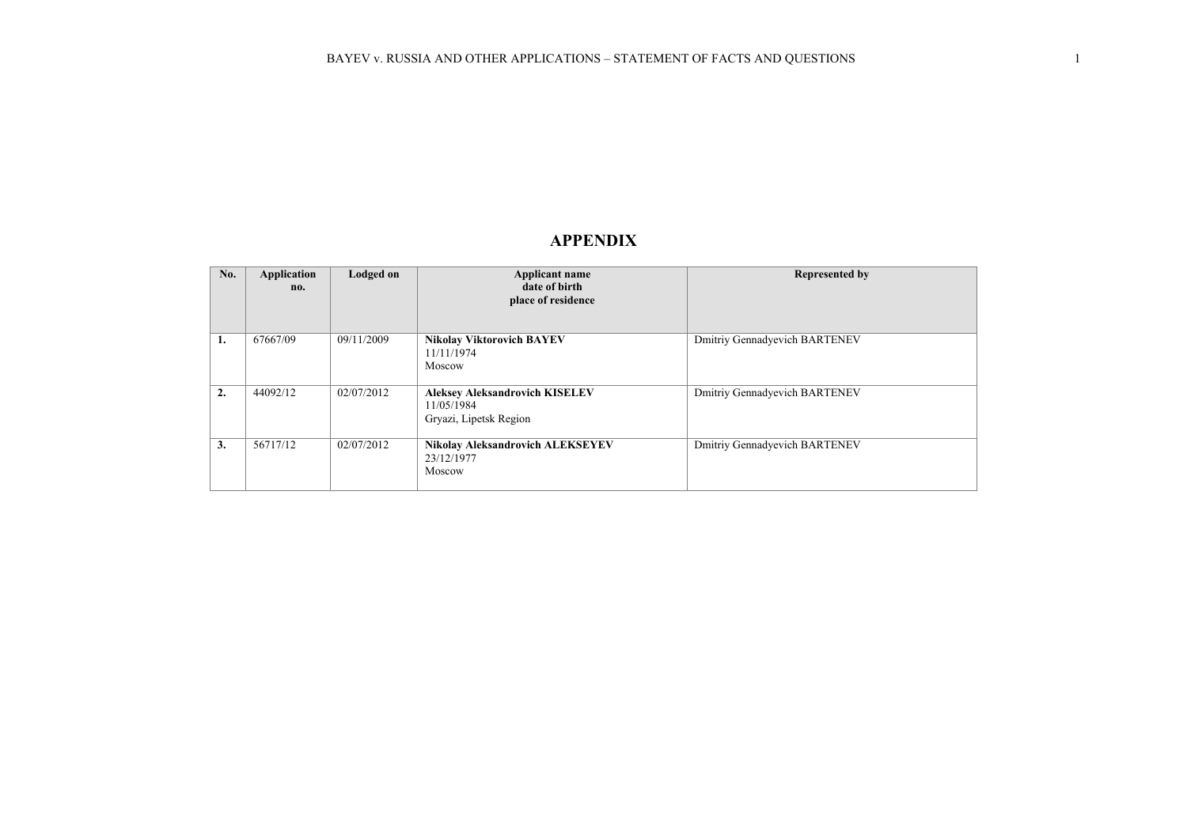# APPENDIX

| No. | Application no. | Lodged on | Applicant name<br>date of birth<br>place of residence | Represented by |
|---|---|---|---|---|
| **1.** | 67667/09 | 09/11/2009 | **Nikolay Viktorovich BAYEV**<br>11/11/1974<br>Moscow | Dmitriy Gennadyevich BARTENEV |
| **2.** | 44092/12 | 02/07/2012 | **Aleksey Aleksandrovich KISELEV**<br>11/05/1984<br>Gryazi, Lipetsk Region | Dmitriy Gennadyevich BARTENEV |
| **3.** | 56717/12 | 02/07/2012 | **Nikolay Aleksandrovich ALEKSEYEV**<br>23/12/1977<br>Moscow | Dmitriy Gennadyevich BARTENEV |